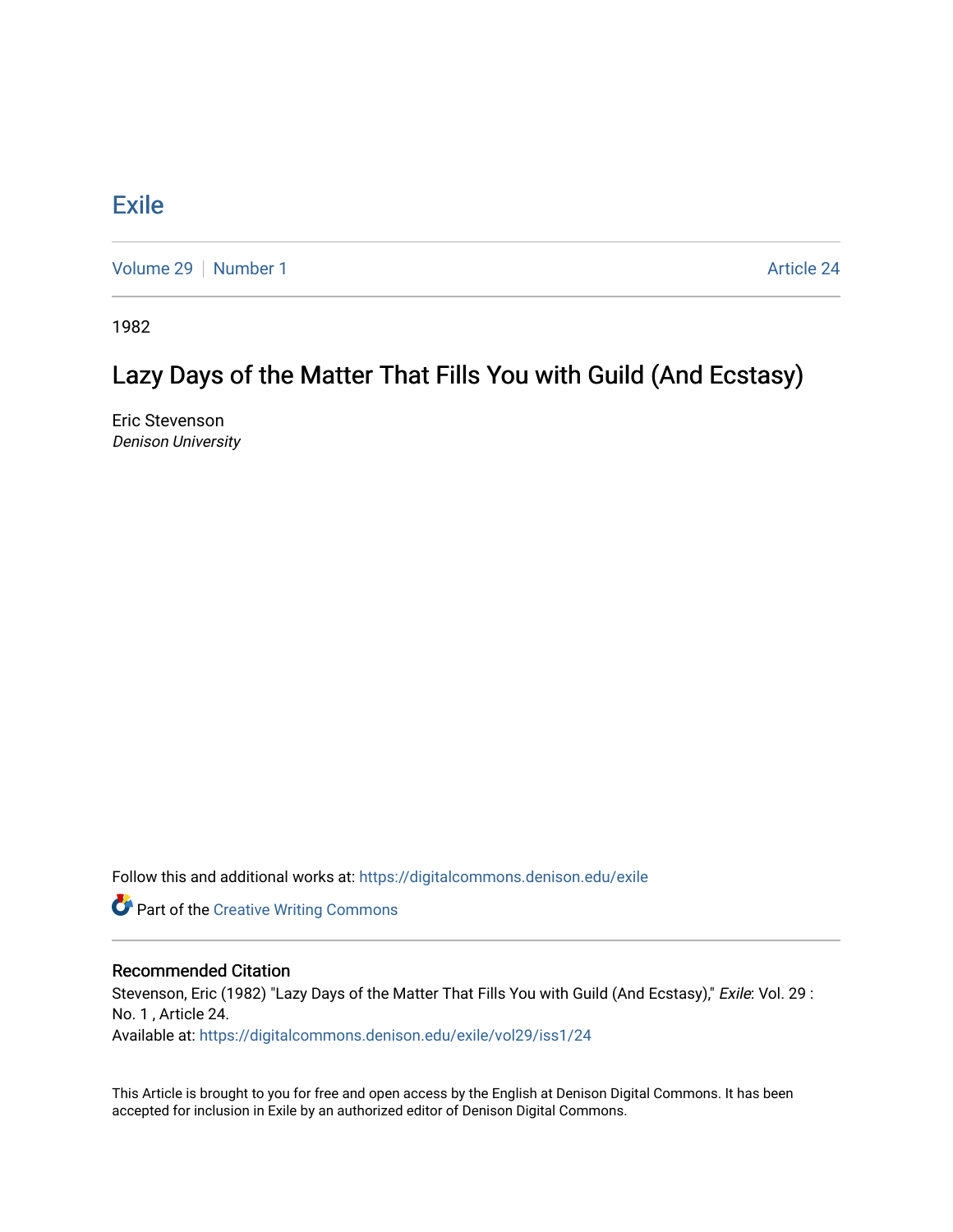# Exile

Volume 29 | Number 1 Article 24

1982

## Lazy Days of the Matter That Fills You with Guild (And Ecstasy)

Eric Stevenson
*Denison University*

Follow this and additional works at: https://digitalcommons.denison.edu/exile

Part of the Creative Writing Commons

### Recommended Citation

Stevenson, Eric (1982) "Lazy Days of the Matter That Fills You with Guild (And Ecstasy)," *Exile*: Vol. 29 : No. 1 , Article 24.
Available at: https://digitalcommons.denison.edu/exile/vol29/iss1/24

This Article is brought to you for free and open access by the English at Denison Digital Commons. It has been accepted for inclusion in Exile by an authorized editor of Denison Digital Commons.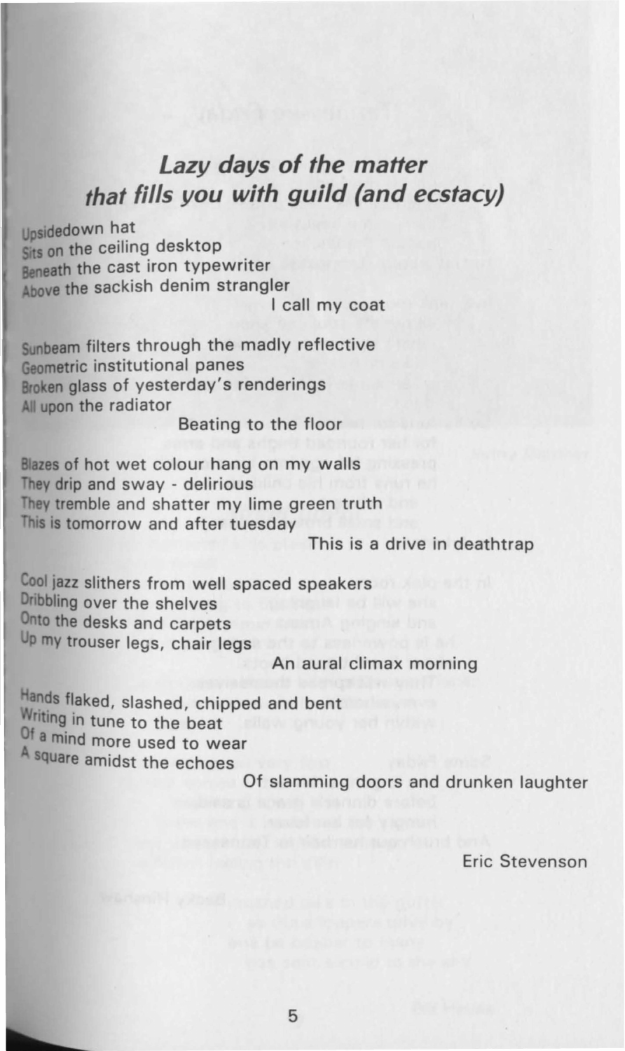## *Lazy days of the matter that fills you with guild (and ecstacy)*

Upsidedown hat
Sits on the ceiling desktop
Beneath the cast iron typewriter
Above the sackish denim strangler
I call my coat

Sunbeam filters through the madly reflective
Geometric institutional panes
Broken glass of yesterday's renderings
All upon the radiator
Beating to the floor

Blazes of hot wet colour hang on my walls
They drip and sway - delirious
They tremble and shatter my lime green truth
This is tomorrow and after tuesday
This is a drive in deathtrap

Cool jazz slithers from well spaced speakers
Dribbling over the shelves
Onto the desks and carpets
Up my trouser legs, chair legs
An aural climax morning

Hands flaked, slashed, chipped and bent
Writing in tune to the beat
Of a mind more used to wear
A square amidst the echoes
Of slamming doors and drunken laughter

Eric Stevenson